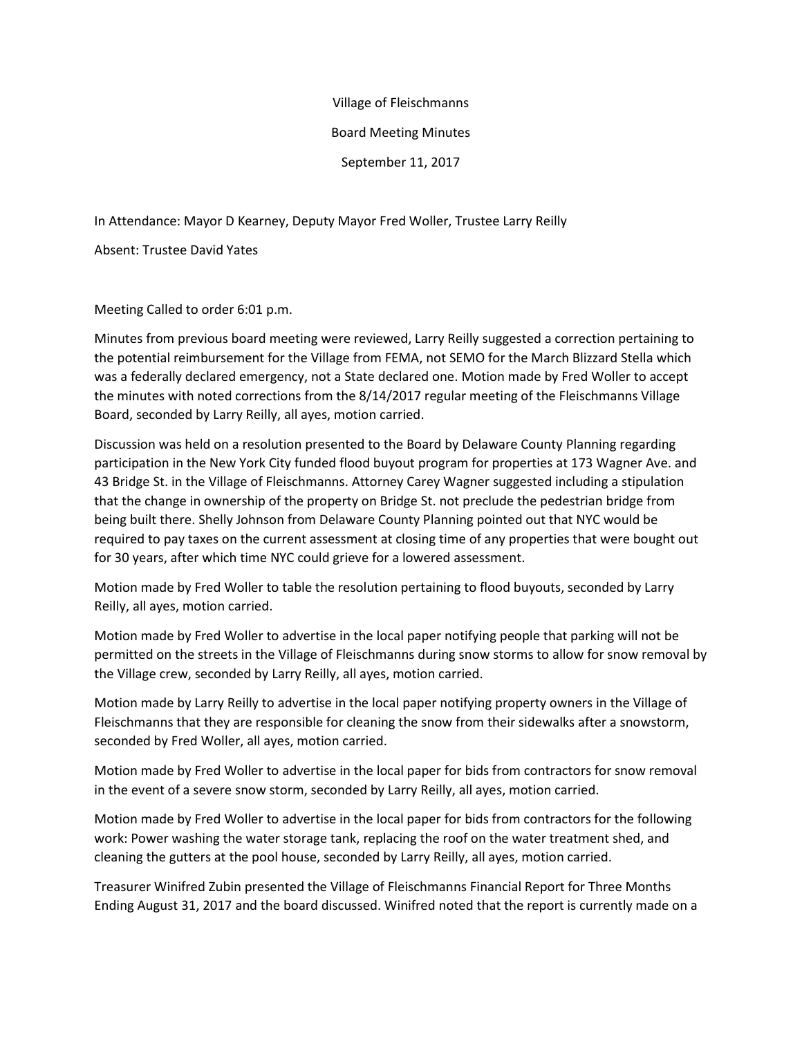# Village of Fleischmanns

## Board Meeting Minutes

## September 11, 2017

In Attendance: Mayor D Kearney, Deputy Mayor Fred Woller, Trustee Larry Reilly

Absent: Trustee David Yates

Meeting Called to order 6:01 p.m.

Minutes from previous board meeting were reviewed, Larry Reilly suggested a correction pertaining to the potential reimbursement for the Village from FEMA, not SEMO for the March Blizzard Stella which was a federally declared emergency, not a State declared one. Motion made by Fred Woller to accept the minutes with noted corrections from the 8/14/2017 regular meeting of the Fleischmanns Village Board, seconded by Larry Reilly, all ayes, motion carried.

Discussion was held on a resolution presented to the Board by Delaware County Planning regarding participation in the New York City funded flood buyout program for properties at 173 Wagner Ave. and 43 Bridge St. in the Village of Fleischmanns. Attorney Carey Wagner suggested including a stipulation that the change in ownership of the property on Bridge St. not preclude the pedestrian bridge from being built there. Shelly Johnson from Delaware County Planning pointed out that NYC would be required to pay taxes on the current assessment at closing time of any properties that were bought out for 30 years, after which time NYC could grieve for a lowered assessment.

Motion made by Fred Woller to table the resolution pertaining to flood buyouts, seconded by Larry Reilly, all ayes, motion carried.

Motion made by Fred Woller to advertise in the local paper notifying people that parking will not be permitted on the streets in the Village of Fleischmanns during snow storms to allow for snow removal by the Village crew, seconded by Larry Reilly, all ayes, motion carried.

Motion made by Larry Reilly to advertise in the local paper notifying property owners in the Village of Fleischmanns that they are responsible for cleaning the snow from their sidewalks after a snowstorm, seconded by Fred Woller, all ayes, motion carried.

Motion made by Fred Woller to advertise in the local paper for bids from contractors for snow removal in the event of a severe snow storm, seconded by Larry Reilly, all ayes, motion carried.

Motion made by Fred Woller to advertise in the local paper for bids from contractors for the following work: Power washing the water storage tank, replacing the roof on the water treatment shed, and cleaning the gutters at the pool house, seconded by Larry Reilly, all ayes, motion carried.

Treasurer Winifred Zubin presented the Village of Fleischmanns Financial Report for Three Months Ending August 31, 2017 and the board discussed. Winifred noted that the report is currently made on a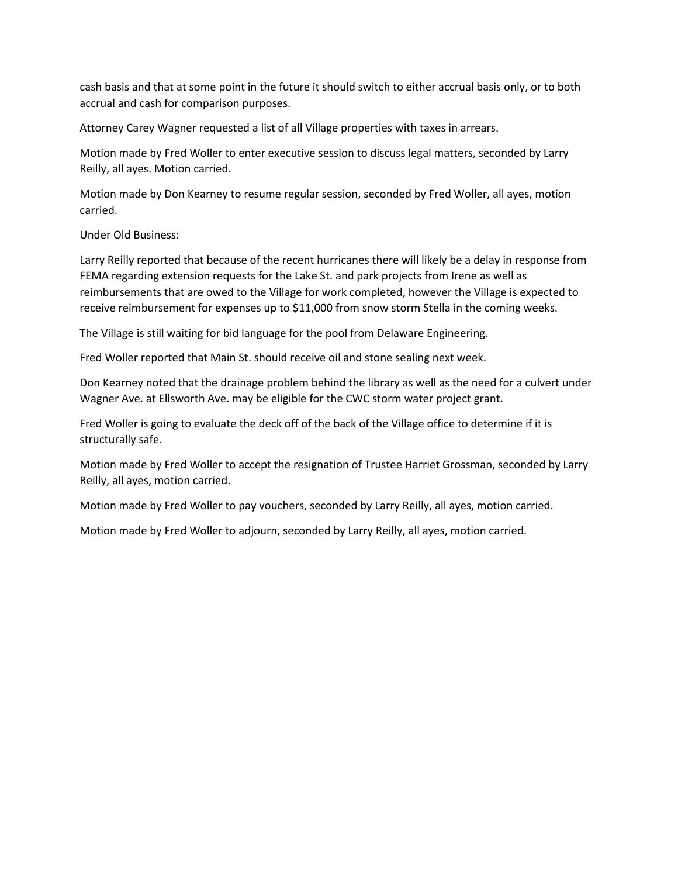cash basis and that at some point in the future it should switch to either accrual basis only, or to both accrual and cash for comparison purposes.

Attorney Carey Wagner requested a list of all Village properties with taxes in arrears.

Motion made by Fred Woller to enter executive session to discuss legal matters, seconded by Larry Reilly, all ayes. Motion carried.

Motion made by Don Kearney to resume regular session, seconded by Fred Woller, all ayes, motion carried.

Under Old Business:

Larry Reilly reported that because of the recent hurricanes there will likely be a delay in response from FEMA regarding extension requests for the Lake St. and park projects from Irene as well as reimbursements that are owed to the Village for work completed, however the Village is expected to receive reimbursement for expenses up to $11,000 from snow storm Stella in the coming weeks.

The Village is still waiting for bid language for the pool from Delaware Engineering.

Fred Woller reported that Main St. should receive oil and stone sealing next week.

Don Kearney noted that the drainage problem behind the library as well as the need for a culvert under Wagner Ave. at Ellsworth Ave. may be eligible for the CWC storm water project grant.

Fred Woller is going to evaluate the deck off of the back of the Village office to determine if it is structurally safe.

Motion made by Fred Woller to accept the resignation of Trustee Harriet Grossman, seconded by Larry Reilly, all ayes, motion carried.

Motion made by Fred Woller to pay vouchers, seconded by Larry Reilly, all ayes, motion carried.

Motion made by Fred Woller to adjourn, seconded by Larry Reilly, all ayes, motion carried.